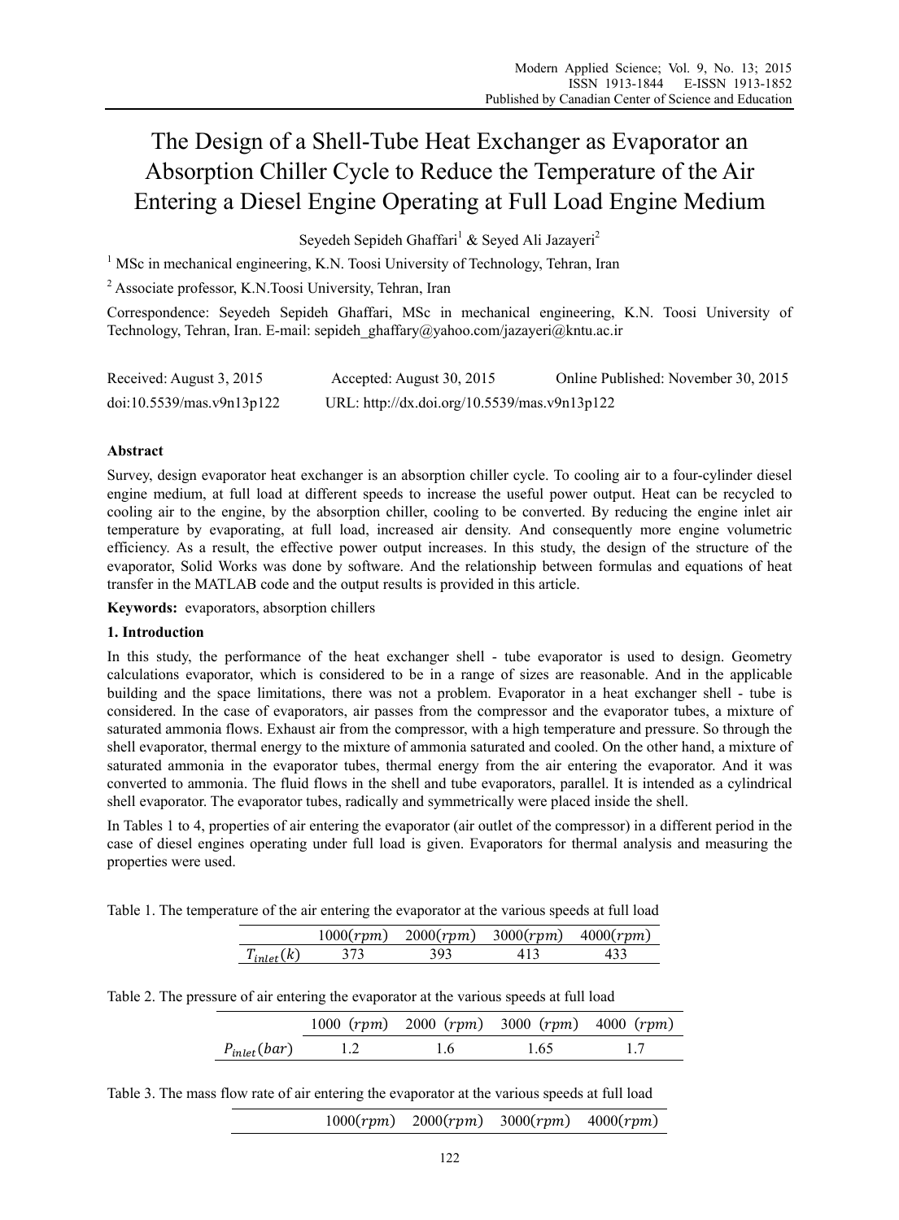# The Design of a Shell-Tube Heat Exchanger as Evaporator an Absorption Chiller Cycle to Reduce the Temperature of the Air Entering a Diesel Engine Operating at Full Load Engine Medium

Seyedeh Sepideh Ghaffari[1] & Seyed Ali Jazayeri[2]

[1] MSc in mechanical engineering, K.N. Toosi University of Technology, Tehran, Iran

[2] Associate professor, K.N.Toosi University, Tehran, Iran

Correspondence: Seyedeh Sepideh Ghaffari, MSc in mechanical engineering, K.N. Toosi University of Technology, Tehran, Iran. E-mail: sepideh_ghaffary@yahoo.com/jazayeri@kntu.ac.ir

Received: August 3, 2015 Accepted: August 30, 2015 Online Published: November 30, 2015

doi:10.5539/mas.v9n13p122 URL: http://dx.doi.org/10.5539/mas.v9n13p122

## Abstract

Survey, design evaporator heat exchanger is an absorption chiller cycle. To cooling air to a four-cylinder diesel engine medium, at full load at different speeds to increase the useful power output. Heat can be recycled to cooling air to the engine, by the absorption chiller, cooling to be converted. By reducing the engine inlet air temperature by evaporating, at full load, increased air density. And consequently more engine volumetric efficiency. As a result, the effective power output increases. In this study, the design of the structure of the evaporator, Solid Works was done by software. And the relationship between formulas and equations of heat transfer in the MATLAB code and the output results is provided in this article.

**Keywords:** evaporators, absorption chillers

## 1. Introduction

In this study, the performance of the heat exchanger shell - tube evaporator is used to design. Geometry calculations evaporator, which is considered to be in a range of sizes are reasonable. And in the applicable building and the space limitations, there was not a problem. Evaporator in a heat exchanger shell - tube is considered. In the case of evaporators, air passes from the compressor and the evaporator tubes, a mixture of saturated ammonia flows. Exhaust air from the compressor, with a high temperature and pressure. So through the shell evaporator, thermal energy to the mixture of ammonia saturated and cooled. On the other hand, a mixture of saturated ammonia in the evaporator tubes, thermal energy from the air entering the evaporator. And it was converted to ammonia. The fluid flows in the shell and tube evaporators, parallel. It is intended as a cylindrical shell evaporator. The evaporator tubes, radically and symmetrically were placed inside the shell.

In Tables 1 to 4, properties of air entering the evaporator (air outlet of the compressor) in a different period in the case of diesel engines operating under full load is given. Evaporators for thermal analysis and measuring the properties were used.

Table 1. The temperature of the air entering the evaporator at the various speeds at full load

| | $1000(rpm)$ | $2000(rpm)$ | $3000(rpm)$ | $4000(rpm)$ |
|---|---|---|---|---|
| $T_{inlet}(k)$ | 373 | 393 | 413 | 433 |

Table 2. The pressure of air entering the evaporator at the various speeds at full load

| | $1000\ (rpm)$ | $2000\ (rpm)$ | $3000\ (rpm)$ | $4000\ (rpm)$ |
|---|---|---|---|---|
| $P_{inlet}(bar)$ | 1.2 | 1.6 | 1.65 | 1.7 |

Table 3. The mass flow rate of air entering the evaporator at the various speeds at full load

| | $1000(rpm)$ | $2000(rpm)$ | $3000(rpm)$ | $4000(rpm)$ |
|---|---|---|---|---|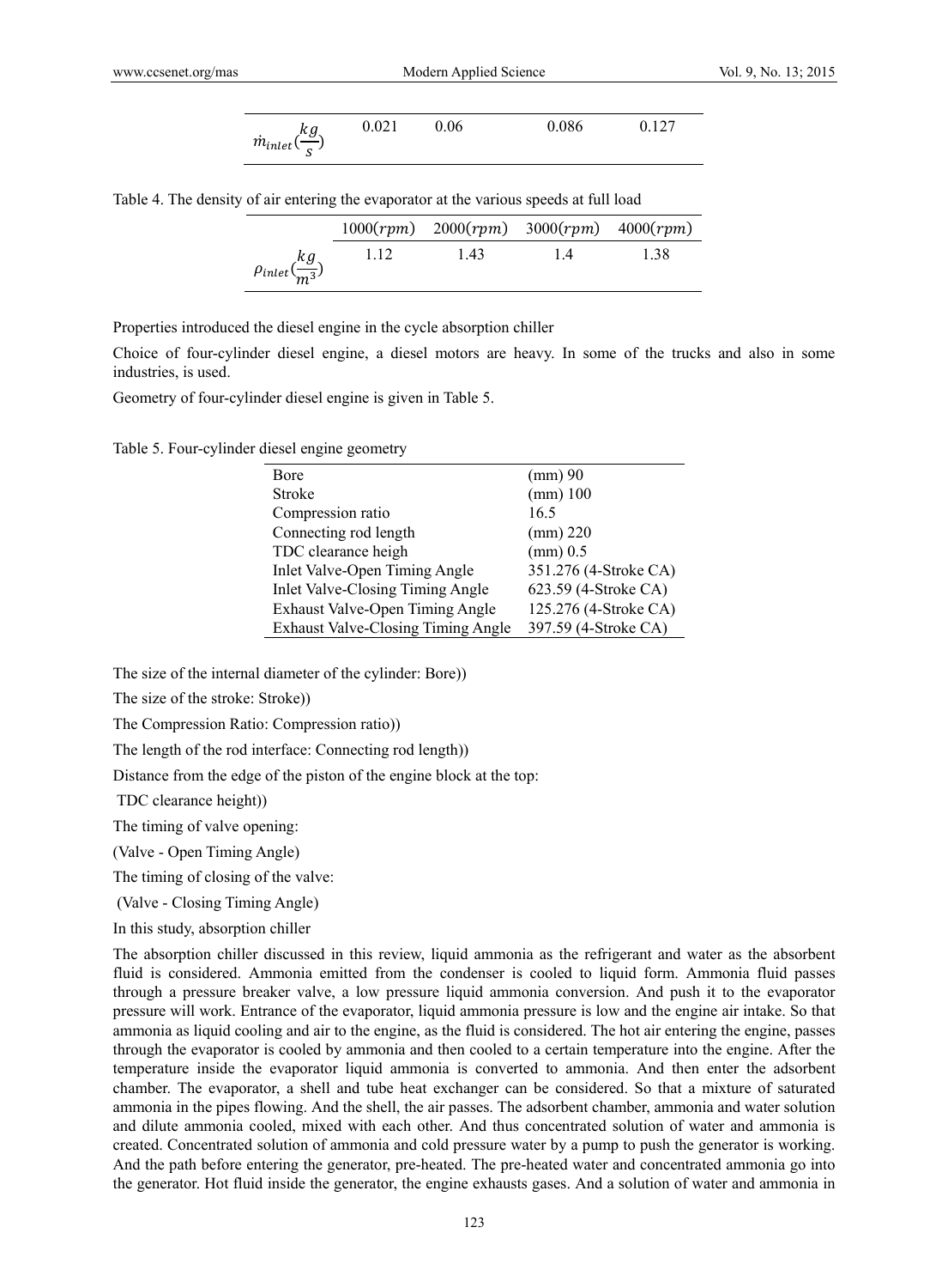| | | | | |
|---|---|---|---|---|
| $\dot{m}_{inlet}(\frac{kg}{s})$ | 0.021 | 0.06 | 0.086 | 0.127 |

Table 4. The density of air entering the evaporator at the various speeds at full load

| | $1000(rpm)$ | $2000(rpm)$ | $3000(rpm)$ | $4000(rpm)$ |
|---|---|---|---|---|
| $\rho_{inlet}(\frac{kg}{m^3})$ | 1.12 | 1.43 | 1.4 | 1.38 |

Properties introduced the diesel engine in the cycle absorption chiller

Choice of four-cylinder diesel engine, a diesel motors are heavy. In some of the trucks and also in some industries, is used.

Geometry of four-cylinder diesel engine is given in Table 5.

Table 5. Four-cylinder diesel engine geometry

| | |
|---|---|
| Bore | (mm) 90 |
| Stroke | (mm) 100 |
| Compression ratio | 16.5 |
| Connecting rod length | (mm) 220 |
| TDC clearance heigh | (mm) 0.5 |
| Inlet Valve-Open Timing Angle | 351.276 (4-Stroke CA) |
| Inlet Valve-Closing Timing Angle | 623.59 (4-Stroke CA) |
| Exhaust Valve-Open Timing Angle | 125.276 (4-Stroke CA) |
| Exhaust Valve-Closing Timing Angle | 397.59 (4-Stroke CA) |

The size of the internal diameter of the cylinder: Bore))

The size of the stroke: Stroke))

The Compression Ratio: Compression ratio))

The length of the rod interface: Connecting rod length))

Distance from the edge of the piston of the engine block at the top:

TDC clearance height))

The timing of valve opening:

(Valve - Open Timing Angle)

The timing of closing of the valve:

(Valve - Closing Timing Angle)

In this study, absorption chiller

The absorption chiller discussed in this review, liquid ammonia as the refrigerant and water as the absorbent fluid is considered. Ammonia emitted from the condenser is cooled to liquid form. Ammonia fluid passes through a pressure breaker valve, a low pressure liquid ammonia conversion. And push it to the evaporator pressure will work. Entrance of the evaporator, liquid ammonia pressure is low and the engine air intake. So that ammonia as liquid cooling and air to the engine, as the fluid is considered. The hot air entering the engine, passes through the evaporator is cooled by ammonia and then cooled to a certain temperature into the engine. After the temperature inside the evaporator liquid ammonia is converted to ammonia. And then enter the adsorbent chamber. The evaporator, a shell and tube heat exchanger can be considered. So that a mixture of saturated ammonia in the pipes flowing. And the shell, the air passes. The adsorbent chamber, ammonia and water solution and dilute ammonia cooled, mixed with each other. And thus concentrated solution of water and ammonia is created. Concentrated solution of ammonia and cold pressure water by a pump to push the generator is working. And the path before entering the generator, pre-heated. The pre-heated water and concentrated ammonia go into the generator. Hot fluid inside the generator, the engine exhausts gases. And a solution of water and ammonia in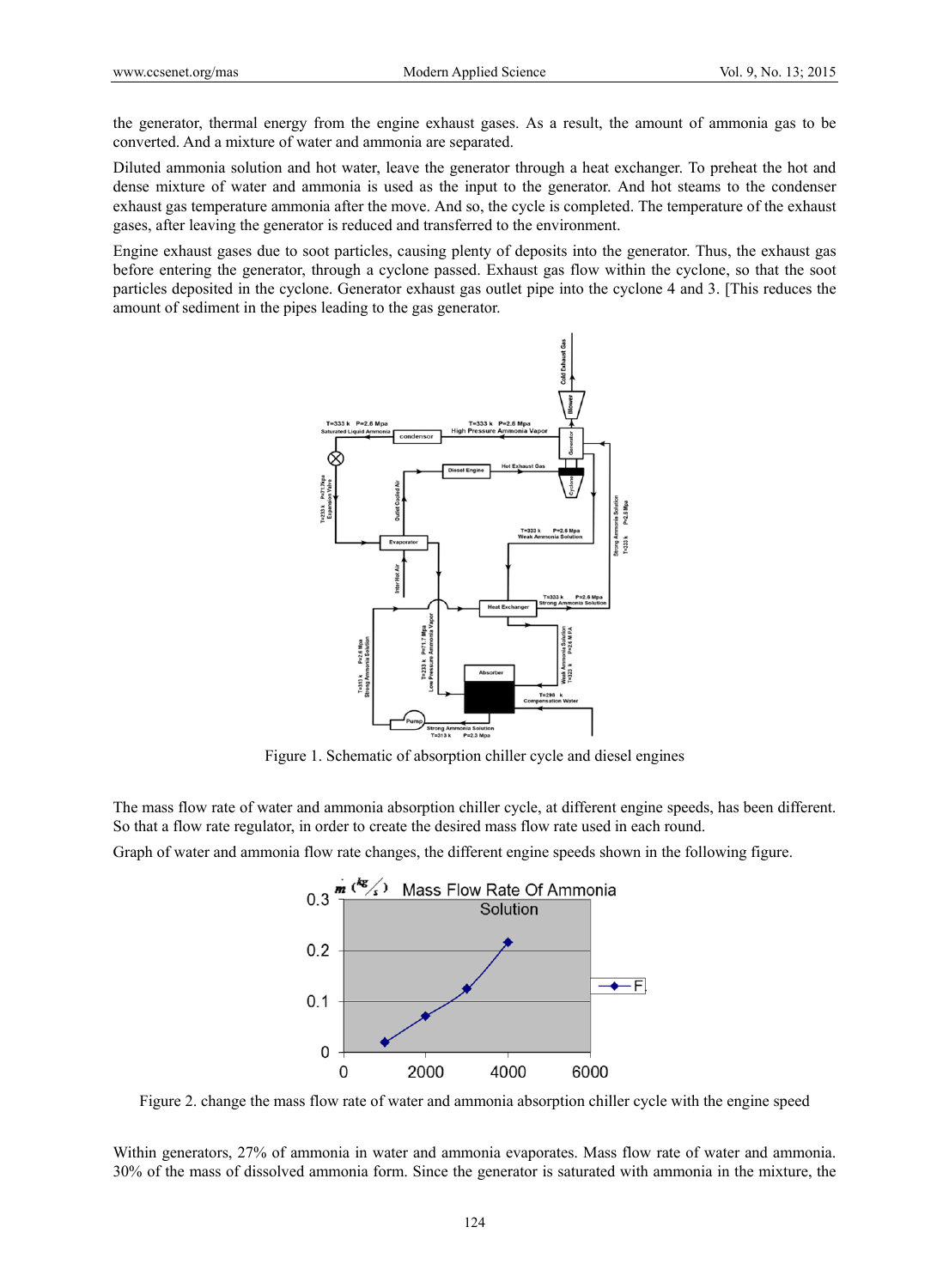the generator, thermal energy from the engine exhaust gases. As a result, the amount of ammonia gas to be converted. And a mixture of water and ammonia are separated.

Diluted ammonia solution and hot water, leave the generator through a heat exchanger. To preheat the hot and dense mixture of water and ammonia is used as the input to the generator. And hot steams to the condenser exhaust gas temperature ammonia after the move. And so, the cycle is completed. The temperature of the exhaust gases, after leaving the generator is reduced and transferred to the environment.

Engine exhaust gases due to soot particles, causing plenty of deposits into the generator. Thus, the exhaust gas before entering the generator, through a cyclone passed. Exhaust gas flow within the cyclone, so that the soot particles deposited in the cyclone. Generator exhaust gas outlet pipe into the cyclone 4 and 3. [This reduces the amount of sediment in the pipes leading to the gas generator.

Figure 1. Schematic of absorption chiller cycle and diesel engines

The mass flow rate of water and ammonia absorption chiller cycle, at different engine speeds, has been different. So that a flow rate regulator, in order to create the desired mass flow rate used in each round.

Graph of water and ammonia flow rate changes, the different engine speeds shown in the following figure.

Figure 2. change the mass flow rate of water and ammonia absorption chiller cycle with the engine speed

Within generators, 27% of ammonia in water and ammonia evaporates. Mass flow rate of water and ammonia. 30% of the mass of dissolved ammonia form. Since the generator is saturated with ammonia in the mixture, the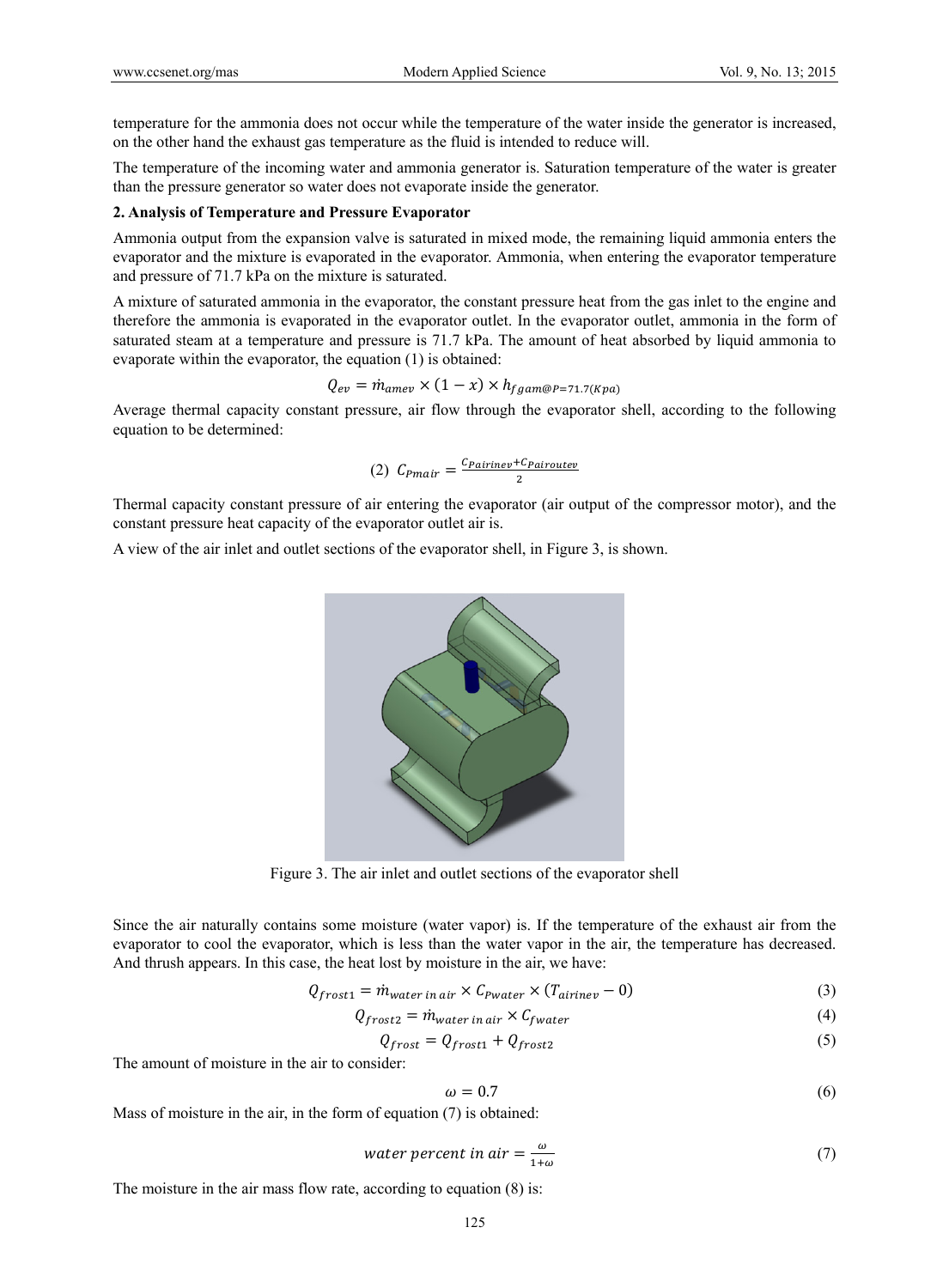temperature for the ammonia does not occur while the temperature of the water inside the generator is increased, on the other hand the exhaust gas temperature as the fluid is intended to reduce will.

The temperature of the incoming water and ammonia generator is. Saturation temperature of the water is greater than the pressure generator so water does not evaporate inside the generator.

**2. Analysis of Temperature and Pressure Evaporator**

Ammonia output from the expansion valve is saturated in mixed mode, the remaining liquid ammonia enters the evaporator and the mixture is evaporated in the evaporator. Ammonia, when entering the evaporator temperature and pressure of 71.7 kPa on the mixture is saturated.

A mixture of saturated ammonia in the evaporator, the constant pressure heat from the gas inlet to the engine and therefore the ammonia is evaporated in the evaporator outlet. In the evaporator outlet, ammonia in the form of saturated steam at a temperature and pressure is 71.7 kPa. The amount of heat absorbed by liquid ammonia to evaporate within the evaporator, the equation (1) is obtained:

$$Q_{ev} = \dot{m}_{amev} \times (1 - x) \times h_{fgam@P=71.7(Kpa)}$$

Average thermal capacity constant pressure, air flow through the evaporator shell, according to the following equation to be determined:

$$(2)\ \ C_{Pmair} = \frac{C_{Pairinev} + C_{Pairoutev}}{2}$$

Thermal capacity constant pressure of air entering the evaporator (air output of the compressor motor), and the constant pressure heat capacity of the evaporator outlet air is.

A view of the air inlet and outlet sections of the evaporator shell, in Figure 3, is shown.

Figure 3. The air inlet and outlet sections of the evaporator shell

Since the air naturally contains some moisture (water vapor) is. If the temperature of the exhaust air from the evaporator to cool the evaporator, which is less than the water vapor in the air, the temperature has decreased. And thrush appears. In this case, the heat lost by moisture in the air, we have:

$$Q_{frost1} = \dot{m}_{water\ in\ air} \times C_{Pwater} \times (T_{airinev} - 0) \tag{3}$$

$$Q_{frost2} = \dot{m}_{water\ in\ air} \times C_{fwater} \tag{4}$$

$$Q_{frost} = Q_{frost1} + Q_{frost2} \tag{5}$$

The amount of moisture in the air to consider:

$$\omega = 0.7 \tag{6}$$

Mass of moisture in the air, in the form of equation (7) is obtained:

$$water\ percent\ in\ air = \frac{\omega}{1+\omega} \tag{7}$$

The moisture in the air mass flow rate, according to equation (8) is: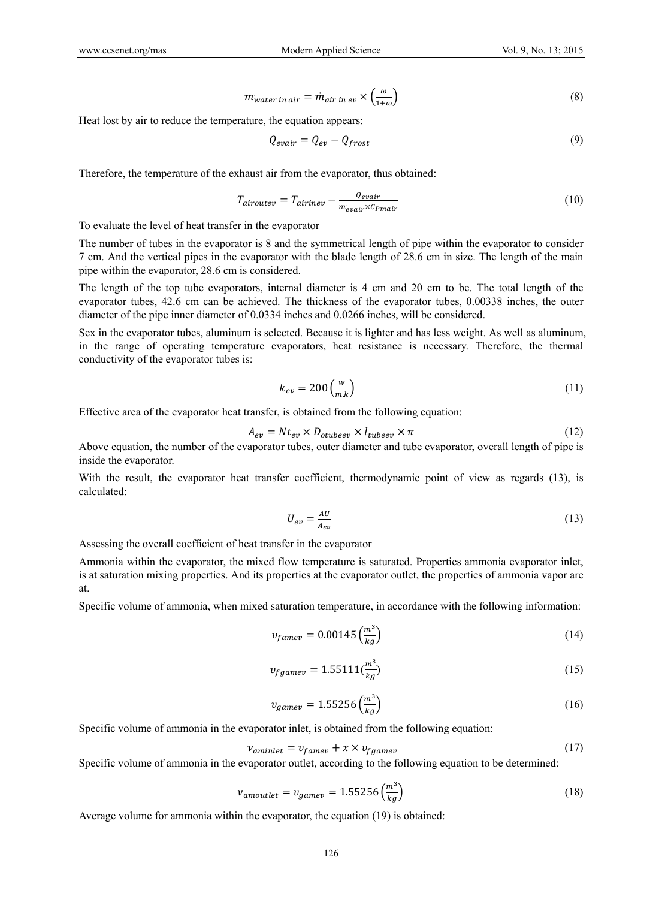$$\dot{m}_{water\ in\ air} = \dot{m}_{air\ in\ ev} \times \left(\frac{\omega}{1+\omega}\right) \tag{8}$$

Heat lost by air to reduce the temperature, the equation appears:

$$Q_{evair} = Q_{ev} - Q_{frost} \tag{9}$$

Therefore, the temperature of the exhaust air from the evaporator, thus obtained:

$$T_{airoutev} = T_{airinev} - \frac{Q_{evair}}{\dot{m}_{evair} \times C_{Pmair}} \tag{10}$$

To evaluate the level of heat transfer in the evaporator

The number of tubes in the evaporator is 8 and the symmetrical length of pipe within the evaporator to consider 7 cm. And the vertical pipes in the evaporator with the blade length of 28.6 cm in size. The length of the main pipe within the evaporator, 28.6 cm is considered.

The length of the top tube evaporators, internal diameter is 4 cm and 20 cm to be. The total length of the evaporator tubes, 42.6 cm can be achieved. The thickness of the evaporator tubes, 0.00338 inches, the outer diameter of the pipe inner diameter of 0.0334 inches and 0.0266 inches, will be considered.

Sex in the evaporator tubes, aluminum is selected. Because it is lighter and has less weight. As well as aluminum, in the range of operating temperature evaporators, heat resistance is necessary. Therefore, the thermal conductivity of the evaporator tubes is:

$$k_{ev} = 200\left(\frac{w}{m.k}\right) \tag{11}$$

Effective area of the evaporator heat transfer, is obtained from the following equation:

$$A_{ev} = Nt_{ev} \times D_{otubeev} \times l_{tubeev} \times \pi \tag{12}$$

Above equation, the number of the evaporator tubes, outer diameter and tube evaporator, overall length of pipe is inside the evaporator.

With the result, the evaporator heat transfer coefficient, thermodynamic point of view as regards (13), is calculated:

$$U_{ev} = \frac{AU}{A_{ev}} \tag{13}$$

Assessing the overall coefficient of heat transfer in the evaporator

Ammonia within the evaporator, the mixed flow temperature is saturated. Properties ammonia evaporator inlet, is at saturation mixing properties. And its properties at the evaporator outlet, the properties of ammonia vapor are at.

Specific volume of ammonia, when mixed saturation temperature, in accordance with the following information:

$$\upsilon_{famev} = 0.00145\left(\frac{m^3}{kg}\right) \tag{14}$$

$$\upsilon_{fgamev} = 1.55111\left(\frac{m^3}{kg}\right) \tag{15}$$

$$\upsilon_{gamev} = 1.55256\left(\frac{m^3}{kg}\right) \tag{16}$$

Specific volume of ammonia in the evaporator inlet, is obtained from the following equation:

$$v_{aminlet} = \upsilon_{famev} + x \times \upsilon_{fgamev} \tag{17}$$

Specific volume of ammonia in the evaporator outlet, according to the following equation to be determined:

$$v_{amoutlet} = \upsilon_{gamev} = 1.55256\left(\frac{m^3}{kg}\right) \tag{18}$$

Average volume for ammonia within the evaporator, the equation (19) is obtained: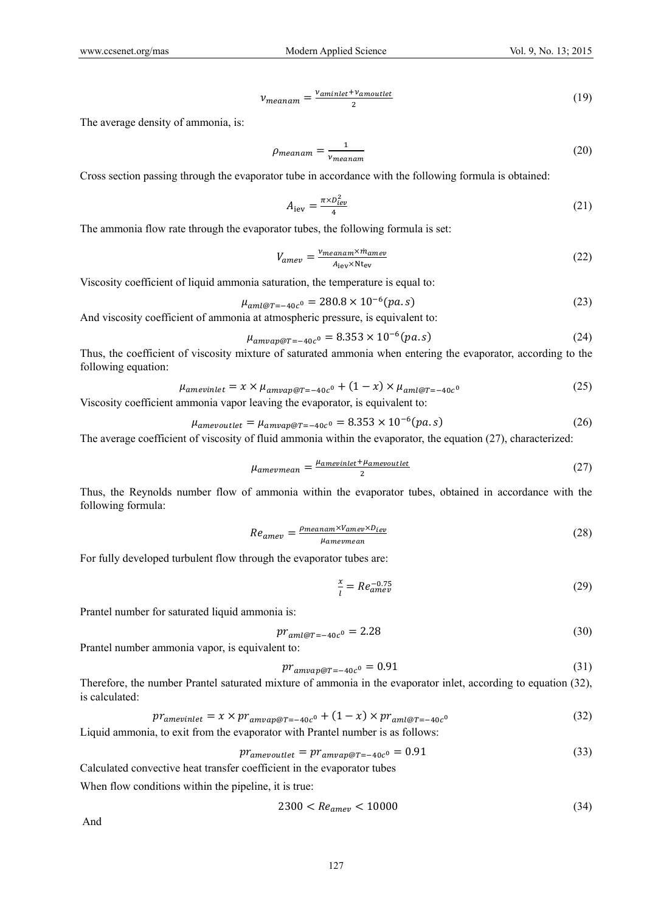$$v_{meanam} = \frac{v_{aminlet} + v_{amoutlet}}{2} \tag{19}$$

The average density of ammonia, is:

$$\rho_{meanam} = \frac{1}{v_{meanam}} \tag{20}$$

Cross section passing through the evaporator tube in accordance with the following formula is obtained:

$$A_{\text{iev}} = \frac{\pi \times D_{iev}^2}{4} \tag{21}$$

The ammonia flow rate through the evaporator tubes, the following formula is set:

$$V_{amev} = \frac{v_{meanam} \times \dot{m}_{amev}}{A_{\text{iev}} \times \text{Nt}_{\text{ev}}} \tag{22}$$

Viscosity coefficient of liquid ammonia saturation, the temperature is equal to:

$$\mu_{aml@T=-40c^0} = 280.8 \times 10^{-6}(pa.s) \tag{23}$$

And viscosity coefficient of ammonia at atmospheric pressure, is equivalent to:

$$\mu_{amvap@T=-40c^0} = 8.353 \times 10^{-6}(pa.s) \tag{24}$$

Thus, the coefficient of viscosity mixture of saturated ammonia when entering the evaporator, according to the following equation:

$$\mu_{amevinlet} = x \times \mu_{amvap@T=-40c^0} + (1-x) \times \mu_{aml@T=-40c^0} \tag{25}$$

Viscosity coefficient ammonia vapor leaving the evaporator, is equivalent to:

$$\mu_{amevoutlet} = \mu_{amvap@T=-40c^0} = 8.353 \times 10^{-6}(pa.s) \tag{26}$$

The average coefficient of viscosity of fluid ammonia within the evaporator, the equation (27), characterized:

$$\mu_{amevmean} = \frac{\mu_{amevinlet} + \mu_{amevoutlet}}{2} \tag{27}$$

Thus, the Reynolds number flow of ammonia within the evaporator tubes, obtained in accordance with the following formula:

$$Re_{amev} = \frac{\rho_{meanam} \times V_{amev} \times D_{iev}}{\mu_{amevmean}} \tag{28}$$

For fully developed turbulent flow through the evaporator tubes are:

$$\frac{x}{l} = Re_{amev}^{-0.75} \tag{29}$$

Prantel number for saturated liquid ammonia is:

$$pr_{aml@T=-40c^0} = 2.28 \tag{30}$$

Prantel number ammonia vapor, is equivalent to:

$$pr_{amvap@T=-40c^0} = 0.91 \tag{31}$$

Therefore, the number Prantel saturated mixture of ammonia in the evaporator inlet, according to equation (32), is calculated:

$$pr_{amevinlet} = x \times pr_{amvap@T=-40c^0} + (1-x) \times pr_{aml@T=-40c^0} \tag{32}$$

Liquid ammonia, to exit from the evaporator with Prantel number is as follows:

$$pr_{amevoutlet} = pr_{amvap@T=-40c^0} = 0.91 \tag{33}$$

Calculated convective heat transfer coefficient in the evaporator tubes

When flow conditions within the pipeline, it is true:

$$2300 < Re_{amev} < 10000 \tag{34}$$

And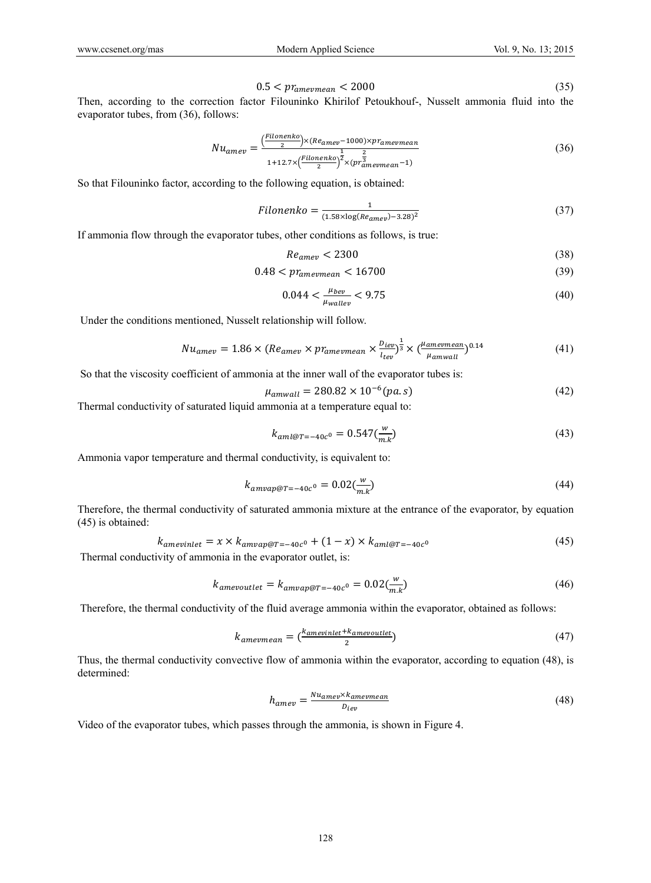$$0.5 < pr_{amevmean} < 2000 \tag{35}$$

Then, according to the correction factor Filouninko Khirilof Petoukhouf-, Nusselt ammonia fluid into the evaporator tubes, from (36), follows:

$$Nu_{amev} = \frac{\left(\frac{Filonenko}{2}\right)\times(Re_{amev}-1000)\times pr_{amevmean}}{1+12.7\times\left(\frac{Filonenko}{2}\right)^{\frac{1}{2}}\times(pr_{amevmean}^{\frac{2}{3}}-1)} \tag{36}$$

So that Filouninko factor, according to the following equation, is obtained:

$$Filonenko = \frac{1}{(1.58\times\log(Re_{amev})-3.28)^2} \tag{37}$$

If ammonia flow through the evaporator tubes, other conditions as follows, is true:

$$Re_{amev} < 2300 \tag{38}$$

$$0.48 < pr_{amevmean} < 16700 \tag{39}$$

$$0.044 < \frac{\mu_{bev}}{\mu_{wallev}} < 9.75 \tag{40}$$

Under the conditions mentioned, Nusselt relationship will follow.

$$Nu_{amev} = 1.86 \times (Re_{amev} \times pr_{amevmean} \times \frac{D_{iev}}{l_{tev}})^{\frac{1}{3}} \times (\frac{\mu_{amevmean}}{\mu_{amwall}})^{0.14} \tag{41}$$

So that the viscosity coefficient of ammonia at the inner wall of the evaporator tubes is:

$$\mu_{amwall} = 280.82 \times 10^{-6}(pa.s) \tag{42}$$

Thermal conductivity of saturated liquid ammonia at a temperature equal to:

$$k_{aml@T=-40c^0} = 0.547(\frac{w}{m.k}) \tag{43}$$

Ammonia vapor temperature and thermal conductivity, is equivalent to:

$$k_{amvap@T=-40c^0} = 0.02(\frac{w}{m.k}) \tag{44}$$

Therefore, the thermal conductivity of saturated ammonia mixture at the entrance of the evaporator, by equation (45) is obtained:

$$k_{amevinlet} = x \times k_{amvap@T=-40c^0} + (1-x) \times k_{aml@T=-40c^0} \tag{45}$$

Thermal conductivity of ammonia in the evaporator outlet, is:

$$k_{amevoutlet} = k_{amvap@T=-40c^0} = 0.02(\frac{w}{m.k}) \tag{46}$$

Therefore, the thermal conductivity of the fluid average ammonia within the evaporator, obtained as follows:

$$k_{amevmean} = (\frac{k_{amevinlet}+k_{amevoutlet}}{2}) \tag{47}$$

Thus, the thermal conductivity convective flow of ammonia within the evaporator, according to equation (48), is determined:

$$h_{amev} = \frac{Nu_{amev}\times k_{amevmean}}{D_{iev}} \tag{48}$$

Video of the evaporator tubes, which passes through the ammonia, is shown in Figure 4.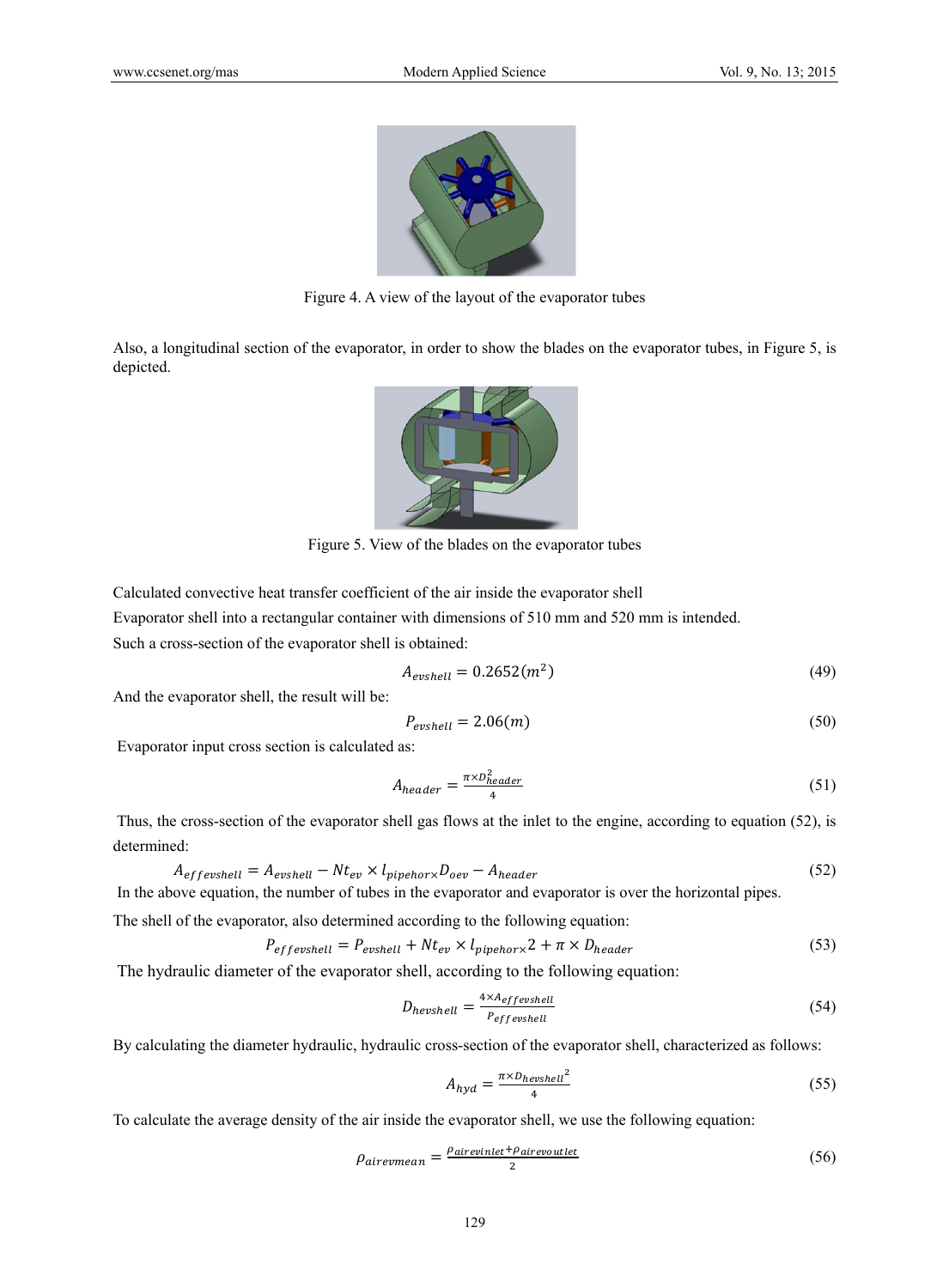Figure 4. A view of the layout of the evaporator tubes

Also, a longitudinal section of the evaporator, in order to show the blades on the evaporator tubes, in Figure 5, is depicted.

Figure 5. View of the blades on the evaporator tubes

Calculated convective heat transfer coefficient of the air inside the evaporator shell

Evaporator shell into a rectangular container with dimensions of 510 mm and 520 mm is intended.

Such a cross-section of the evaporator shell is obtained:

$$A_{evshell} = 0.2652(m^2) \tag{49}$$

And the evaporator shell, the result will be:

$$P_{evshell} = 2.06(m) \tag{50}$$

Evaporator input cross section is calculated as:

$$A_{header} = \frac{\pi \times D_{header}^2}{4} \tag{51}$$

Thus, the cross-section of the evaporator shell gas flows at the inlet to the engine, according to equation (52), is determined:

$$A_{effevshell} = A_{evshell} - Nt_{ev} \times l_{pipehor \times} D_{oev} - A_{header} \tag{52}$$

In the above equation, the number of tubes in the evaporator and evaporator is over the horizontal pipes.

The shell of the evaporator, also determined according to the following equation:

$$P_{effevshell} = P_{evshell} + Nt_{ev} \times l_{pipehor \times} 2 + \pi \times D_{header} \tag{53}$$

The hydraulic diameter of the evaporator shell, according to the following equation:

$$D_{hevshell} = \frac{4 \times A_{effevshell}}{P_{effevshell}} \tag{54}$$

By calculating the diameter hydraulic, hydraulic cross-section of the evaporator shell, characterized as follows:

$$A_{hyd} = \frac{\pi \times D_{hevshell}{}^2}{4} \tag{55}$$

To calculate the average density of the air inside the evaporator shell, we use the following equation:

$$\rho_{airevmean} = \frac{\rho_{airevinlet} + \rho_{airevoutlet}}{2} \tag{56}$$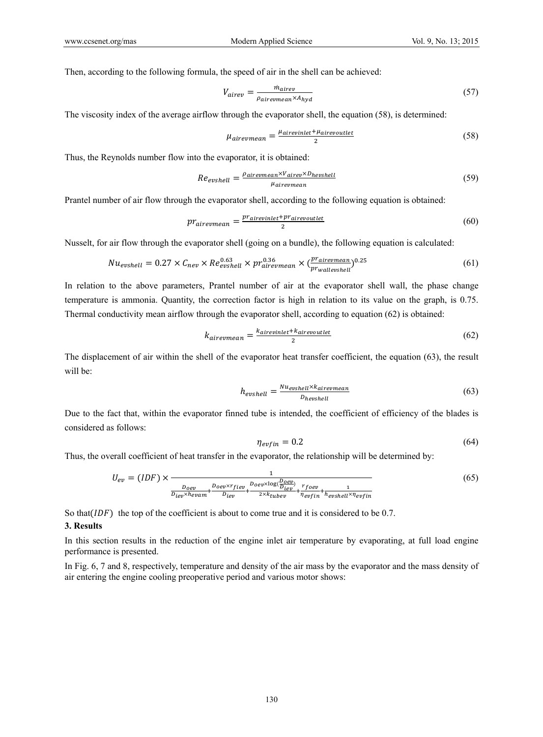Then, according to the following formula, the speed of air in the shell can be achieved:

$$V_{airev} = \frac{\dot{m}_{airev}}{\rho_{airevmean} \times A_{hyd}} \tag{57}$$

The viscosity index of the average airflow through the evaporator shell, the equation (58), is determined:

$$\mu_{airevmean} = \frac{\mu_{airevinlet} + \mu_{airevoutlet}}{2} \tag{58}$$

Thus, the Reynolds number flow into the evaporator, it is obtained:

$$Re_{evshell} = \frac{\rho_{airevmean} \times V_{airev} \times D_{hevshell}}{\mu_{airevmean}} \tag{59}$$

Prantel number of air flow through the evaporator shell, according to the following equation is obtained:

$$pr_{airevmean} = \frac{pr_{airevinlet} + pr_{airevoutlet}}{2} \tag{60}$$

Nusselt, for air flow through the evaporator shell (going on a bundle), the following equation is calculated:

$$Nu_{evshell} = 0.27 \times C_{nev} \times Re_{evshell}^{0.63} \times pr_{airevmean}^{0.36} \times \left(\frac{pr_{airevmean}}{pr_{wallevshell}}\right)^{0.25} \tag{61}$$

In relation to the above parameters, Prantel number of air at the evaporator shell wall, the phase change temperature is ammonia. Quantity, the correction factor is high in relation to its value on the graph, is 0.75. Thermal conductivity mean airflow through the evaporator shell, according to equation (62) is obtained:

$$k_{airevmean} = \frac{k_{airevinlet} + k_{airevoutlet}}{2} \tag{62}$$

The displacement of air within the shell of the evaporator heat transfer coefficient, the equation (63), the result will be:

$$h_{evshell} = \frac{Nu_{evshell} \times k_{airevmean}}{D_{hevshell}} \tag{63}$$

Due to the fact that, within the evaporator finned tube is intended, the coefficient of efficiency of the blades is considered as follows:

$$\eta_{evfin} = 0.2 \tag{64}$$

Thus, the overall coefficient of heat transfer in the evaporator, the relationship will be determined by:

$$U_{ev} = (IDF) \times \frac{1}{\frac{D_{oev}}{D_{iev} \times h_{evam}} + \frac{D_{oev} \times r_{fiev}}{D_{iev}} + \frac{D_{oev} \times \log\left(\frac{D_{oev}}{D_{iev}}\right)}{2 \times k_{tubev}} + \frac{r_{foev}}{\eta_{evfin}} + \frac{1}{h_{evshell} \times \eta_{evfin}}} \tag{65}$$

So that $(IDF)$ the top of the coefficient is about to come true and it is considered to be 0.7.

## 3. Results

In this section results in the reduction of the engine inlet air temperature by evaporating, at full load engine performance is presented.

In Fig. 6, 7 and 8, respectively, temperature and density of the air mass by the evaporator and the mass density of air entering the engine cooling preoperative period and various motor shows: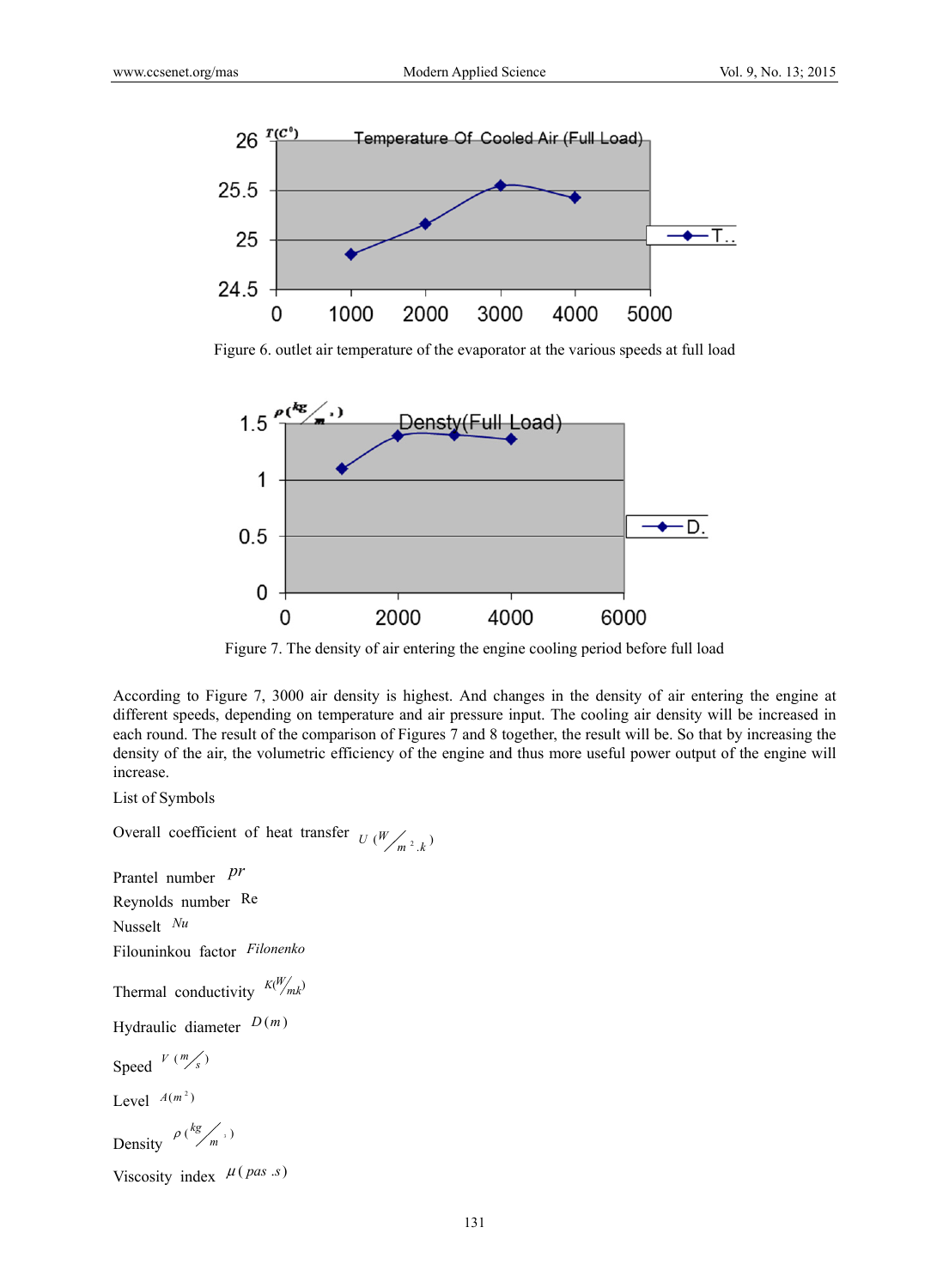Figure 6. outlet air temperature of the evaporator at the various speeds at full load

Figure 7. The density of air entering the engine cooling period before full load

According to Figure 7, 3000 air density is highest. And changes in the density of air entering the engine at different speeds, depending on temperature and air pressure input. The cooling air density will be increased in each round. The result of the comparison of Figures 7 and 8 together, the result will be. So that by increasing the density of the air, the volumetric efficiency of the engine and thus more useful power output of the engine will increase.

List of Symbols

Overall coefficient of heat transfer $U\ (W/m^2.k)$

Prantel number $pr$

Reynolds number $\mathrm{Re}$

Nusselt $Nu$

Filouninkou factor *Filonenko*

Thermal conductivity $K(W/mk)$

Hydraulic diameter $D(m)$

Speed $V\ (m/s)$

Level $A(m^2)$

Density $\rho\ (kg/m^3)$

Viscosity index $\mu\,(pas.s)$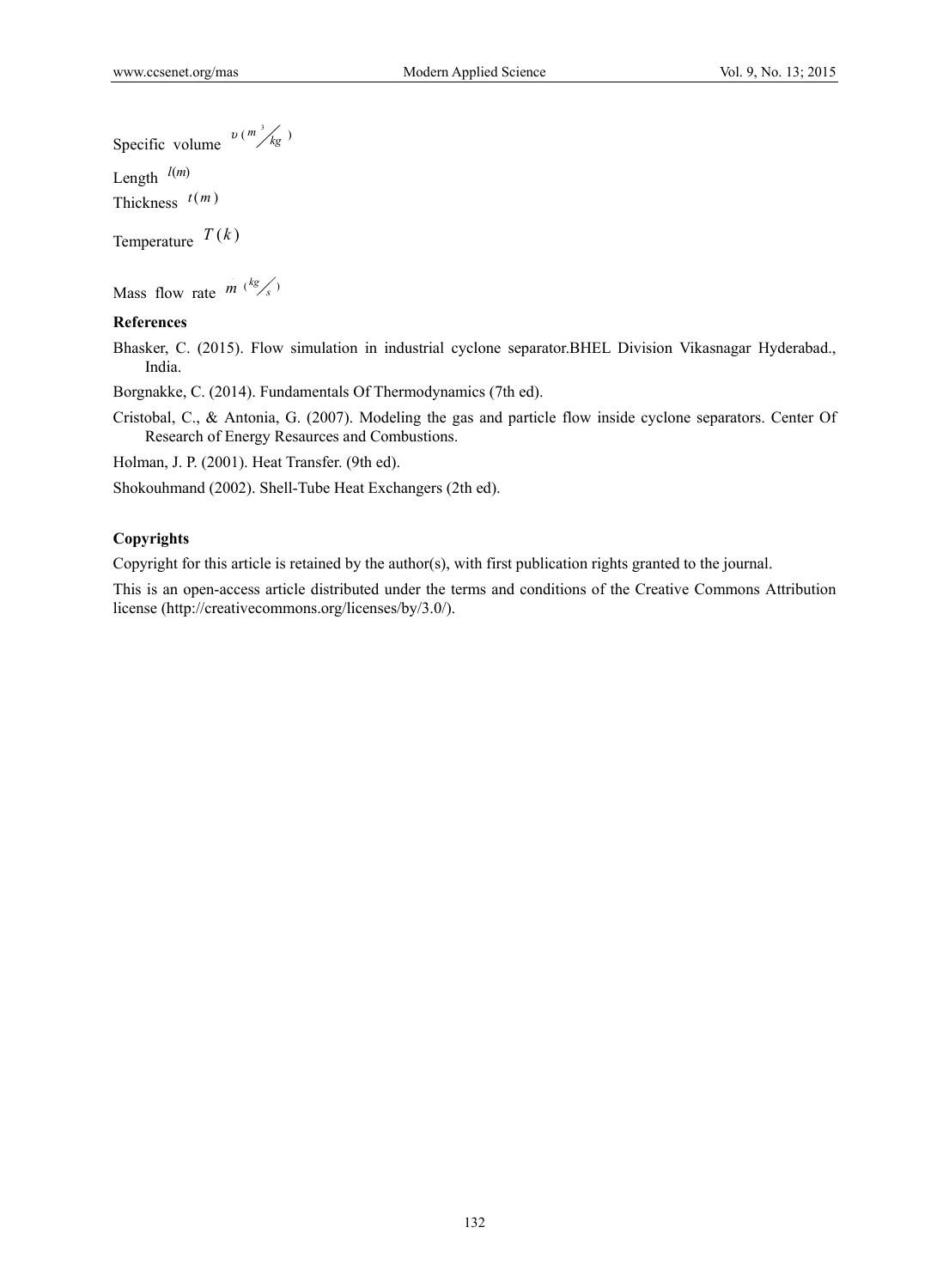Specific volume $\upsilon\,(m^3/kg)$

Length $l(m)$

Thickness $t(m)$

Temperature $T(k)$

Mass flow rate $\dot{m}\,(kg/s)$

**References**

Bhasker, C. (2015). Flow simulation in industrial cyclone separator.BHEL Division Vikasnagar Hyderabad., India.

Borgnakke, C. (2014). Fundamentals Of Thermodynamics (7th ed).

Cristobal, C., & Antonia, G. (2007). Modeling the gas and particle flow inside cyclone separators. Center Of Research of Energy Resaurces and Combustions.

Holman, J. P. (2001). Heat Transfer. (9th ed).

Shokouhmand (2002). Shell-Tube Heat Exchangers (2th ed).

**Copyrights**

Copyright for this article is retained by the author(s), with first publication rights granted to the journal.

This is an open-access article distributed under the terms and conditions of the Creative Commons Attribution license (http://creativecommons.org/licenses/by/3.0/).